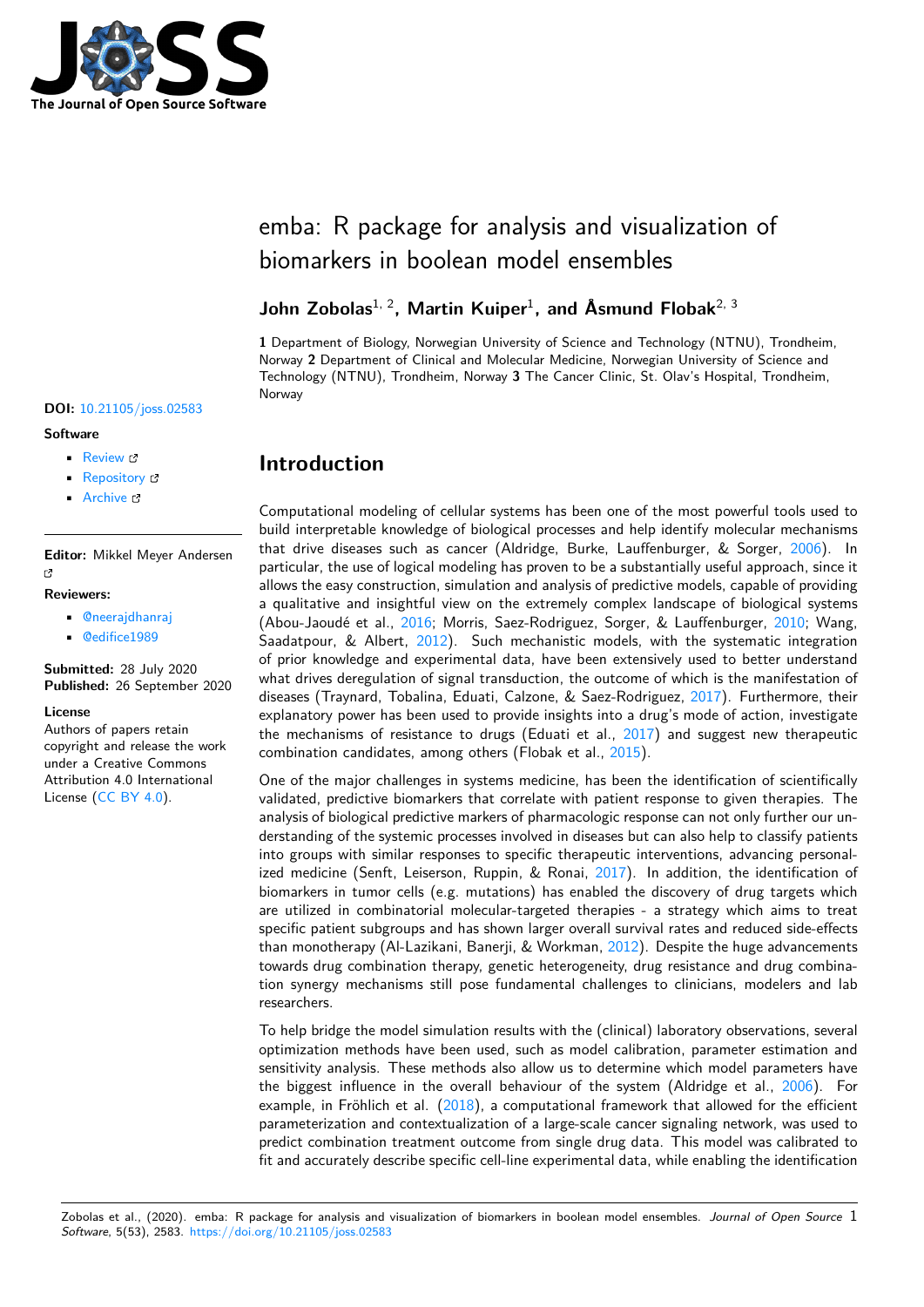# emba: R package for analysis and visualization of biomarkers in boolean model ensembles

**John Zobolas**[1, 2]**, Martin Kuiper**[1]**, and Åsmund Flobak**[2, 3]

**1** Department of Biology, Norwegian University of Science and Technology (NTNU), Trondheim, Norway **2** Department of Clinical and Molecular Medicine, Norwegian University of Science and Technology (NTNU), Trondheim, Norway **3** The Cancer Clinic, St. Olav's Hospital, Trondheim, Norway

**DOI:** 10.21105/joss.02583

**Software**

- Review
- Repository
- Archive

**Editor:** Mikkel Meyer Andersen

**Reviewers:**

- @neerajdhanraj
- @edifice1989

**Submitted:** 28 July 2020
**Published:** 26 September 2020

**License**
Authors of papers retain copyright and release the work under a Creative Commons Attribution 4.0 International License (CC BY 4.0).

## Introduction

Computational modeling of cellular systems has been one of the most powerful tools used to build interpretable knowledge of biological processes and help identify molecular mechanisms that drive diseases such as cancer (Aldridge, Burke, Lauffenburger, & Sorger, 2006). In particular, the use of logical modeling has proven to be a substantially useful approach, since it allows the easy construction, simulation and analysis of predictive models, capable of providing a qualitative and insightful view on the extremely complex landscape of biological systems (Abou-Jaoudé et al., 2016; Morris, Saez-Rodriguez, Sorger, & Lauffenburger, 2010; Wang, Saadatpour, & Albert, 2012). Such mechanistic models, with the systematic integration of prior knowledge and experimental data, have been extensively used to better understand what drives deregulation of signal transduction, the outcome of which is the manifestation of diseases (Traynard, Tobalina, Eduati, Calzone, & Saez-Rodriguez, 2017). Furthermore, their explanatory power has been used to provide insights into a drug's mode of action, investigate the mechanisms of resistance to drugs (Eduati et al., 2017) and suggest new therapeutic combination candidates, among others (Flobak et al., 2015).

One of the major challenges in systems medicine, has been the identification of scientifically validated, predictive biomarkers that correlate with patient response to given therapies. The analysis of biological predictive markers of pharmacologic response can not only further our understanding of the systemic processes involved in diseases but can also help to classify patients into groups with similar responses to specific therapeutic interventions, advancing personalized medicine (Senft, Leiserson, Ruppin, & Ronai, 2017). In addition, the identification of biomarkers in tumor cells (e.g. mutations) has enabled the discovery of drug targets which are utilized in combinatorial molecular-targeted therapies - a strategy which aims to treat specific patient subgroups and has shown larger overall survival rates and reduced side-effects than monotherapy (Al-Lazikani, Banerji, & Workman, 2012). Despite the huge advancements towards drug combination therapy, genetic heterogeneity, drug resistance and drug combination synergy mechanisms still pose fundamental challenges to clinicians, modelers and lab researchers.

To help bridge the model simulation results with the (clinical) laboratory observations, several optimization methods have been used, such as model calibration, parameter estimation and sensitivity analysis. These methods also allow us to determine which model parameters have the biggest influence in the overall behaviour of the system (Aldridge et al., 2006). For example, in Fröhlich et al. (2018), a computational framework that allowed for the efficient parameterization and contextualization of a large-scale cancer signaling network, was used to predict combination treatment outcome from single drug data. This model was calibrated to fit and accurately describe specific cell-line experimental data, while enabling the identification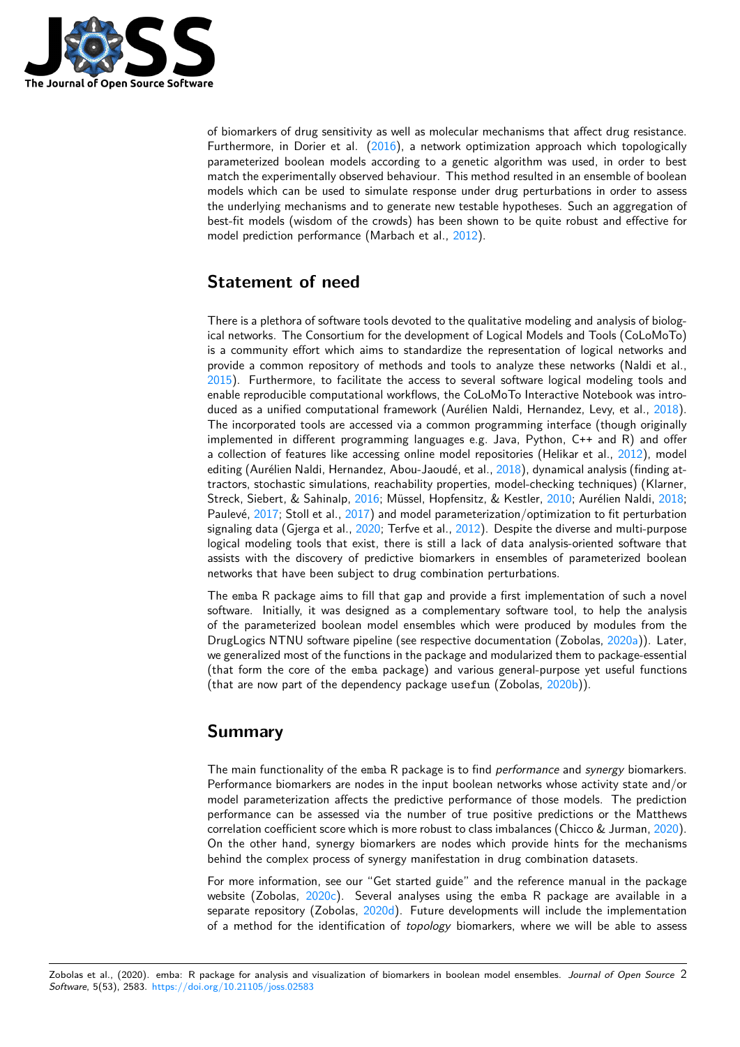of biomarkers of drug sensitivity as well as molecular mechanisms that affect drug resistance. Furthermore, in Dorier et al. (2016), a network optimization approach which topologically parameterized boolean models according to a genetic algorithm was used, in order to best match the experimentally observed behaviour. This method resulted in an ensemble of boolean models which can be used to simulate response under drug perturbations in order to assess the underlying mechanisms and to generate new testable hypotheses. Such an aggregation of best-fit models (wisdom of the crowds) has been shown to be quite robust and effective for model prediction performance (Marbach et al., 2012).

## Statement of need

There is a plethora of software tools devoted to the qualitative modeling and analysis of biological networks. The Consortium for the development of Logical Models and Tools (CoLoMoTo) is a community effort which aims to standardize the representation of logical networks and provide a common repository of methods and tools to analyze these networks (Naldi et al., 2015). Furthermore, to facilitate the access to several software logical modeling tools and enable reproducible computational workflows, the CoLoMoTo Interactive Notebook was introduced as a unified computational framework (Aurélien Naldi, Hernandez, Levy, et al., 2018). The incorporated tools are accessed via a common programming interface (though originally implemented in different programming languages e.g. Java, Python, C++ and R) and offer a collection of features like accessing online model repositories (Helikar et al., 2012), model editing (Aurélien Naldi, Hernandez, Abou-Jaoudé, et al., 2018), dynamical analysis (finding attractors, stochastic simulations, reachability properties, model-checking techniques) (Klarner, Streck, Siebert, & Sahinalp, 2016; Müssel, Hopfensitz, & Kestler, 2010; Aurélien Naldi, 2018; Paulevé, 2017; Stoll et al., 2017) and model parameterization/optimization to fit perturbation signaling data (Gjerga et al., 2020; Terfve et al., 2012). Despite the diverse and multi-purpose logical modeling tools that exist, there is still a lack of data analysis-oriented software that assists with the discovery of predictive biomarkers in ensembles of parameterized boolean networks that have been subject to drug combination perturbations.

The `emba` R package aims to fill that gap and provide a first implementation of such a novel software. Initially, it was designed as a complementary software tool, to help the analysis of the parameterized boolean model ensembles which were produced by modules from the DrugLogics NTNU software pipeline (see respective documentation (Zobolas, 2020a)). Later, we generalized most of the functions in the package and modularized them to package-essential (that form the core of the `emba` package) and various general-purpose yet useful functions (that are now part of the dependency package `usefun` (Zobolas, 2020b)).

## Summary

The main functionality of the `emba` R package is to find *performance* and *synergy* biomarkers. Performance biomarkers are nodes in the input boolean networks whose activity state and/or model parameterization affects the predictive performance of those models. The prediction performance can be assessed via the number of true positive predictions or the Matthews correlation coefficient score which is more robust to class imbalances (Chicco & Jurman, 2020). On the other hand, synergy biomarkers are nodes which provide hints for the mechanisms behind the complex process of synergy manifestation in drug combination datasets.

For more information, see our "Get started guide" and the reference manual in the package website (Zobolas, 2020c). Several analyses using the `emba` R package are available in a separate repository (Zobolas, 2020d). Future developments will include the implementation of a method for the identification of *topology* biomarkers, where we will be able to assess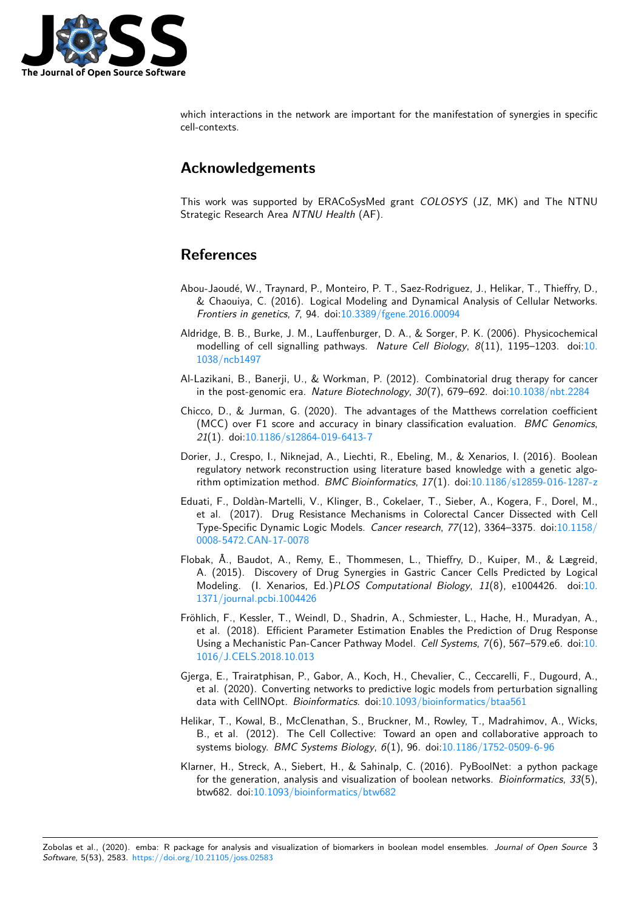which interactions in the network are important for the manifestation of synergies in specific cell-contexts.

# Acknowledgements

This work was supported by ERACoSysMed grant *COLOSYS* (JZ, MK) and The NTNU Strategic Research Area *NTNU Health* (AF).

# References

Abou-Jaoudé, W., Traynard, P., Monteiro, P. T., Saez-Rodriguez, J., Helikar, T., Thieffry, D., & Chaouiya, C. (2016). Logical Modeling and Dynamical Analysis of Cellular Networks. *Frontiers in genetics*, *7*, 94. doi:10.3389/fgene.2016.00094

Aldridge, B. B., Burke, J. M., Lauffenburger, D. A., & Sorger, P. K. (2006). Physicochemical modelling of cell signalling pathways. *Nature Cell Biology*, *8*(11), 1195–1203. doi:10.1038/ncb1497

Al-Lazikani, B., Banerji, U., & Workman, P. (2012). Combinatorial drug therapy for cancer in the post-genomic era. *Nature Biotechnology*, *30*(7), 679–692. doi:10.1038/nbt.2284

Chicco, D., & Jurman, G. (2020). The advantages of the Matthews correlation coefficient (MCC) over F1 score and accuracy in binary classification evaluation. *BMC Genomics*, *21*(1). doi:10.1186/s12864-019-6413-7

Dorier, J., Crespo, I., Niknejad, A., Liechti, R., Ebeling, M., & Xenarios, I. (2016). Boolean regulatory network reconstruction using literature based knowledge with a genetic algorithm optimization method. *BMC Bioinformatics*, *17*(1). doi:10.1186/s12859-016-1287-z

Eduati, F., Doldàn-Martelli, V., Klinger, B., Cokelaer, T., Sieber, A., Kogera, F., Dorel, M., et al. (2017). Drug Resistance Mechanisms in Colorectal Cancer Dissected with Cell Type-Specific Dynamic Logic Models. *Cancer research*, *77*(12), 3364–3375. doi:10.1158/0008-5472.CAN-17-0078

Flobak, Å., Baudot, A., Remy, E., Thommesen, L., Thieffry, D., Kuiper, M., & Lægreid, A. (2015). Discovery of Drug Synergies in Gastric Cancer Cells Predicted by Logical Modeling. (I. Xenarios, Ed.)*PLOS Computational Biology*, *11*(8), e1004426. doi:10.1371/journal.pcbi.1004426

Fröhlich, F., Kessler, T., Weindl, D., Shadrin, A., Schmiester, L., Hache, H., Muradyan, A., et al. (2018). Efficient Parameter Estimation Enables the Prediction of Drug Response Using a Mechanistic Pan-Cancer Pathway Model. *Cell Systems*, *7*(6), 567–579.e6. doi:10.1016/J.CELS.2018.10.013

Gjerga, E., Trairatphisan, P., Gabor, A., Koch, H., Chevalier, C., Ceccarelli, F., Dugourd, A., et al. (2020). Converting networks to predictive logic models from perturbation signalling data with CellNOpt. *Bioinformatics*. doi:10.1093/bioinformatics/btaa561

Helikar, T., Kowal, B., McClenathan, S., Bruckner, M., Rowley, T., Madrahimov, A., Wicks, B., et al. (2012). The Cell Collective: Toward an open and collaborative approach to systems biology. *BMC Systems Biology*, *6*(1), 96. doi:10.1186/1752-0509-6-96

Klarner, H., Streck, A., Siebert, H., & Sahinalp, C. (2016). PyBoolNet: a python package for the generation, analysis and visualization of boolean networks. *Bioinformatics*, *33*(5), btw682. doi:10.1093/bioinformatics/btw682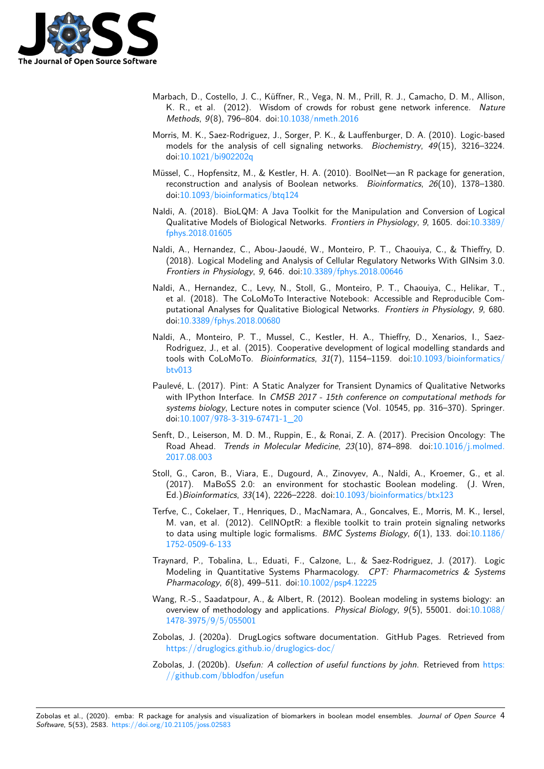Marbach, D., Costello, J. C., Küffner, R., Vega, N. M., Prill, R. J., Camacho, D. M., Allison, K. R., et al. (2012). Wisdom of crowds for robust gene network inference. *Nature Methods*, *9*(8), 796–804. doi:10.1038/nmeth.2016

Morris, M. K., Saez-Rodriguez, J., Sorger, P. K., & Lauffenburger, D. A. (2010). Logic-based models for the analysis of cell signaling networks. *Biochemistry*, *49*(15), 3216–3224. doi:10.1021/bi902202q

Müssel, C., Hopfensitz, M., & Kestler, H. A. (2010). BoolNet—an R package for generation, reconstruction and analysis of Boolean networks. *Bioinformatics*, *26*(10), 1378–1380. doi:10.1093/bioinformatics/btq124

Naldi, A. (2018). BioLQM: A Java Toolkit for the Manipulation and Conversion of Logical Qualitative Models of Biological Networks. *Frontiers in Physiology*, *9*, 1605. doi:10.3389/fphys.2018.01605

Naldi, A., Hernandez, C., Abou-Jaoudé, W., Monteiro, P. T., Chaouiya, C., & Thieffry, D. (2018). Logical Modeling and Analysis of Cellular Regulatory Networks With GINsim 3.0. *Frontiers in Physiology*, *9*, 646. doi:10.3389/fphys.2018.00646

Naldi, A., Hernandez, C., Levy, N., Stoll, G., Monteiro, P. T., Chaouiya, C., Helikar, T., et al. (2018). The CoLoMoTo Interactive Notebook: Accessible and Reproducible Computational Analyses for Qualitative Biological Networks. *Frontiers in Physiology*, *9*, 680. doi:10.3389/fphys.2018.00680

Naldi, A., Monteiro, P. T., Mussel, C., Kestler, H. A., Thieffry, D., Xenarios, I., Saez-Rodriguez, J., et al. (2015). Cooperative development of logical modelling standards and tools with CoLoMoTo. *Bioinformatics*, *31*(7), 1154–1159. doi:10.1093/bioinformatics/btv013

Paulevé, L. (2017). Pint: A Static Analyzer for Transient Dynamics of Qualitative Networks with IPython Interface. In *CMSB 2017 - 15th conference on computational methods for systems biology*, Lecture notes in computer science (Vol. 10545, pp. 316–370). Springer. doi:10.1007/978-3-319-67471-1_20

Senft, D., Leiserson, M. D. M., Ruppin, E., & Ronai, Z. A. (2017). Precision Oncology: The Road Ahead. *Trends in Molecular Medicine*, *23*(10), 874–898. doi:10.1016/j.molmed.2017.08.003

Stoll, G., Caron, B., Viara, E., Dugourd, A., Zinovyev, A., Naldi, A., Kroemer, G., et al. (2017). MaBoSS 2.0: an environment for stochastic Boolean modeling. (J. Wren, Ed.)*Bioinformatics*, *33*(14), 2226–2228. doi:10.1093/bioinformatics/btx123

Terfve, C., Cokelaer, T., Henriques, D., MacNamara, A., Goncalves, E., Morris, M. K., Iersel, M. van, et al. (2012). CellNOptR: a flexible toolkit to train protein signaling networks to data using multiple logic formalisms. *BMC Systems Biology*, *6*(1), 133. doi:10.1186/1752-0509-6-133

Traynard, P., Tobalina, L., Eduati, F., Calzone, L., & Saez-Rodriguez, J. (2017). Logic Modeling in Quantitative Systems Pharmacology. *CPT: Pharmacometrics & Systems Pharmacology*, *6*(8), 499–511. doi:10.1002/psp4.12225

Wang, R.-S., Saadatpour, A., & Albert, R. (2012). Boolean modeling in systems biology: an overview of methodology and applications. *Physical Biology*, *9*(5), 55001. doi:10.1088/1478-3975/9/5/055001

Zobolas, J. (2020a). DrugLogics software documentation. GitHub Pages. Retrieved from https://druglogics.github.io/druglogics-doc/

Zobolas, J. (2020b). *Usefun: A collection of useful functions by john*. Retrieved from https://github.com/bblodfon/usefun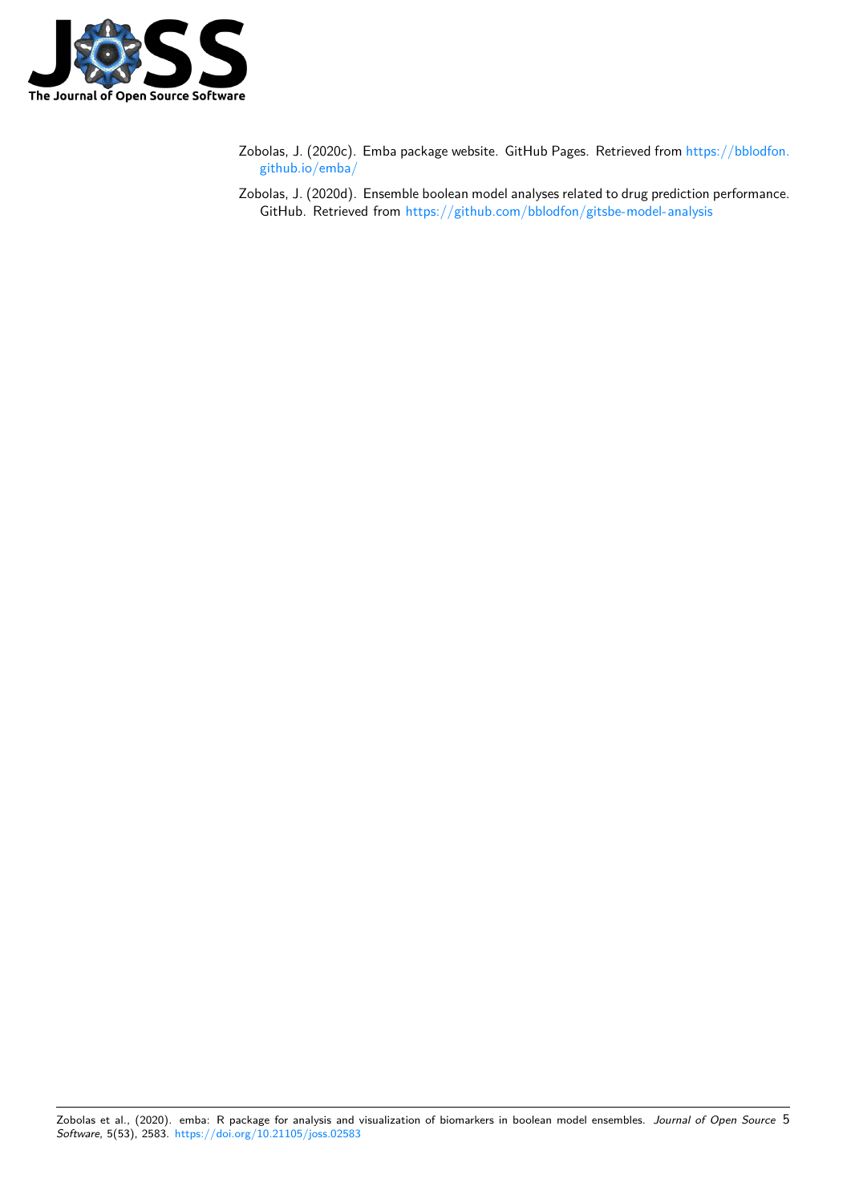Zobolas, J. (2020c). Emba package website. GitHub Pages. Retrieved from https://bblodfon.github.io/emba/

Zobolas, J. (2020d). Ensemble boolean model analyses related to drug prediction performance. GitHub. Retrieved from https://github.com/bblodfon/gitsbe-model-analysis